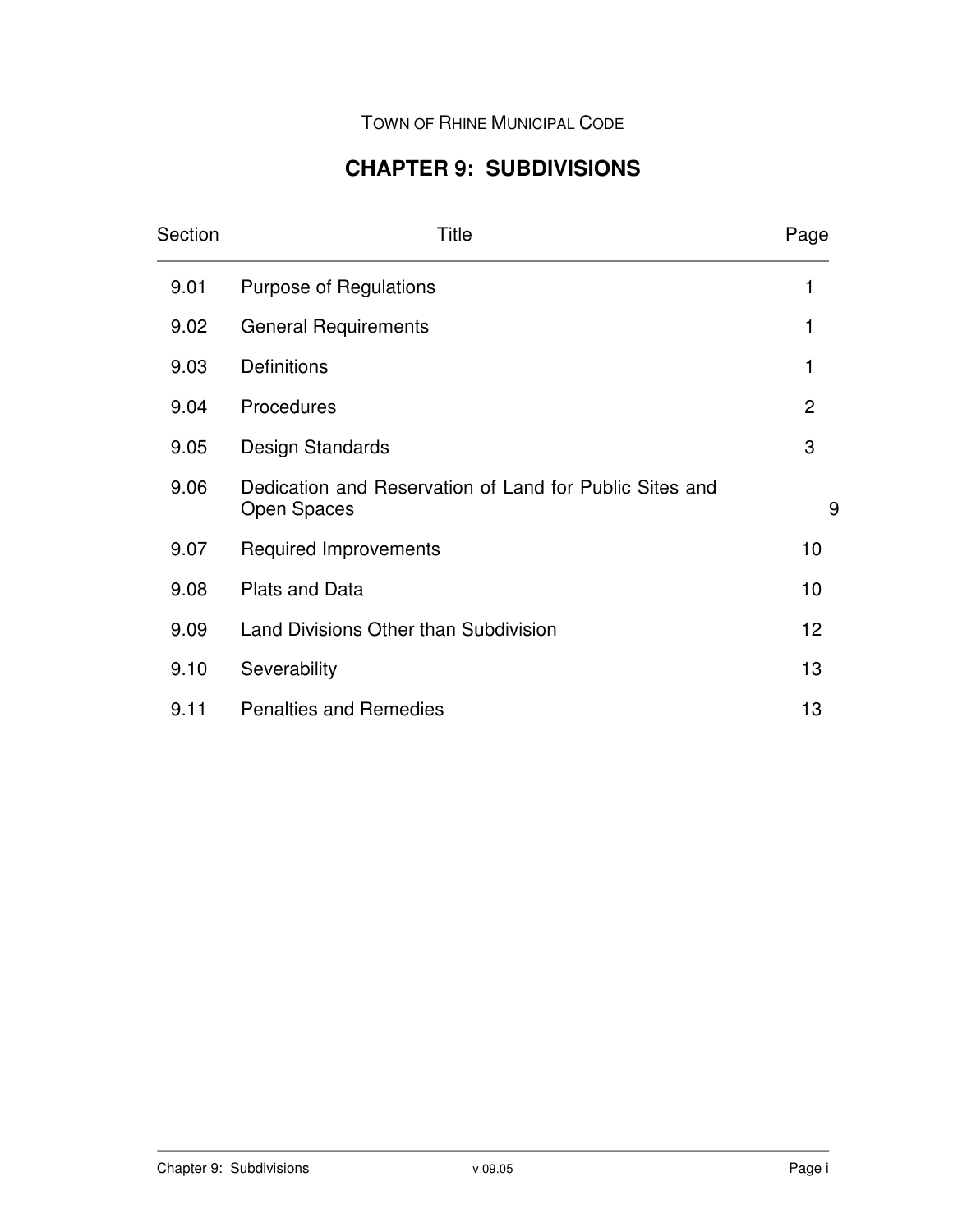TOWN OF RHINE MUNICIPAL CODE

# CHAPTER 9: SUBDIVISIONS

| Section | Title | Page |
|---|---|---|
| 9.01 | Purpose of Regulations | 1 |
| 9.02 | General Requirements | 1 |
| 9.03 | Definitions | 1 |
| 9.04 | Procedures | 2 |
| 9.05 | Design Standards | 3 |
| 9.06 | Dedication and Reservation of Land for Public Sites and Open Spaces | 9 |
| 9.07 | Required Improvements | 10 |
| 9.08 | Plats and Data | 10 |
| 9.09 | Land Divisions Other than Subdivision | 12 |
| 9.10 | Severability | 13 |
| 9.11 | Penalties and Remedies | 13 |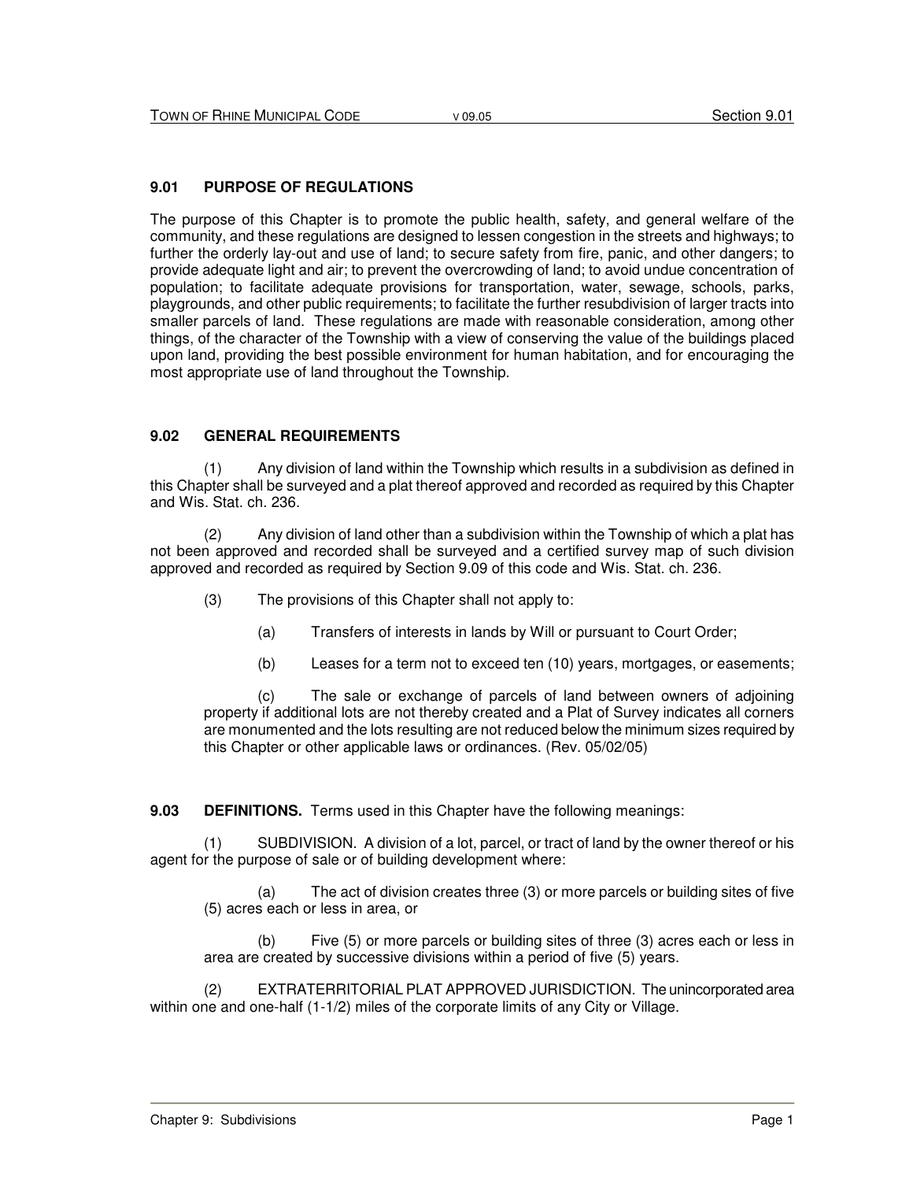## 9.01 PURPOSE OF REGULATIONS

The purpose of this Chapter is to promote the public health, safety, and general welfare of the community, and these regulations are designed to lessen congestion in the streets and highways; to further the orderly lay-out and use of land; to secure safety from fire, panic, and other dangers; to provide adequate light and air; to prevent the overcrowding of land; to avoid undue concentration of population; to facilitate adequate provisions for transportation, water, sewage, schools, parks, playgrounds, and other public requirements; to facilitate the further resubdivision of larger tracts into smaller parcels of land. These regulations are made with reasonable consideration, among other things, of the character of the Township with a view of conserving the value of the buildings placed upon land, providing the best possible environment for human habitation, and for encouraging the most appropriate use of land throughout the Township.

## 9.02 GENERAL REQUIREMENTS

(1) Any division of land within the Township which results in a subdivision as defined in this Chapter shall be surveyed and a plat thereof approved and recorded as required by this Chapter and Wis. Stat. ch. 236.

(2) Any division of land other than a subdivision within the Township of which a plat has not been approved and recorded shall be surveyed and a certified survey map of such division approved and recorded as required by Section 9.09 of this code and Wis. Stat. ch. 236.

(3) The provisions of this Chapter shall not apply to:

(a) Transfers of interests in lands by Will or pursuant to Court Order;

(b) Leases for a term not to exceed ten (10) years, mortgages, or easements;

(c) The sale or exchange of parcels of land between owners of adjoining property if additional lots are not thereby created and a Plat of Survey indicates all corners are monumented and the lots resulting are not reduced below the minimum sizes required by this Chapter or other applicable laws or ordinances. (Rev. 05/02/05)

**9.03 DEFINITIONS.** Terms used in this Chapter have the following meanings:

(1) SUBDIVISION. A division of a lot, parcel, or tract of land by the owner thereof or his agent for the purpose of sale or of building development where:

(a) The act of division creates three (3) or more parcels or building sites of five (5) acres each or less in area, or

(b) Five (5) or more parcels or building sites of three (3) acres each or less in area are created by successive divisions within a period of five (5) years.

(2) EXTRATERRITORIAL PLAT APPROVED JURISDICTION. The unincorporated area within one and one-half (1-1/2) miles of the corporate limits of any City or Village.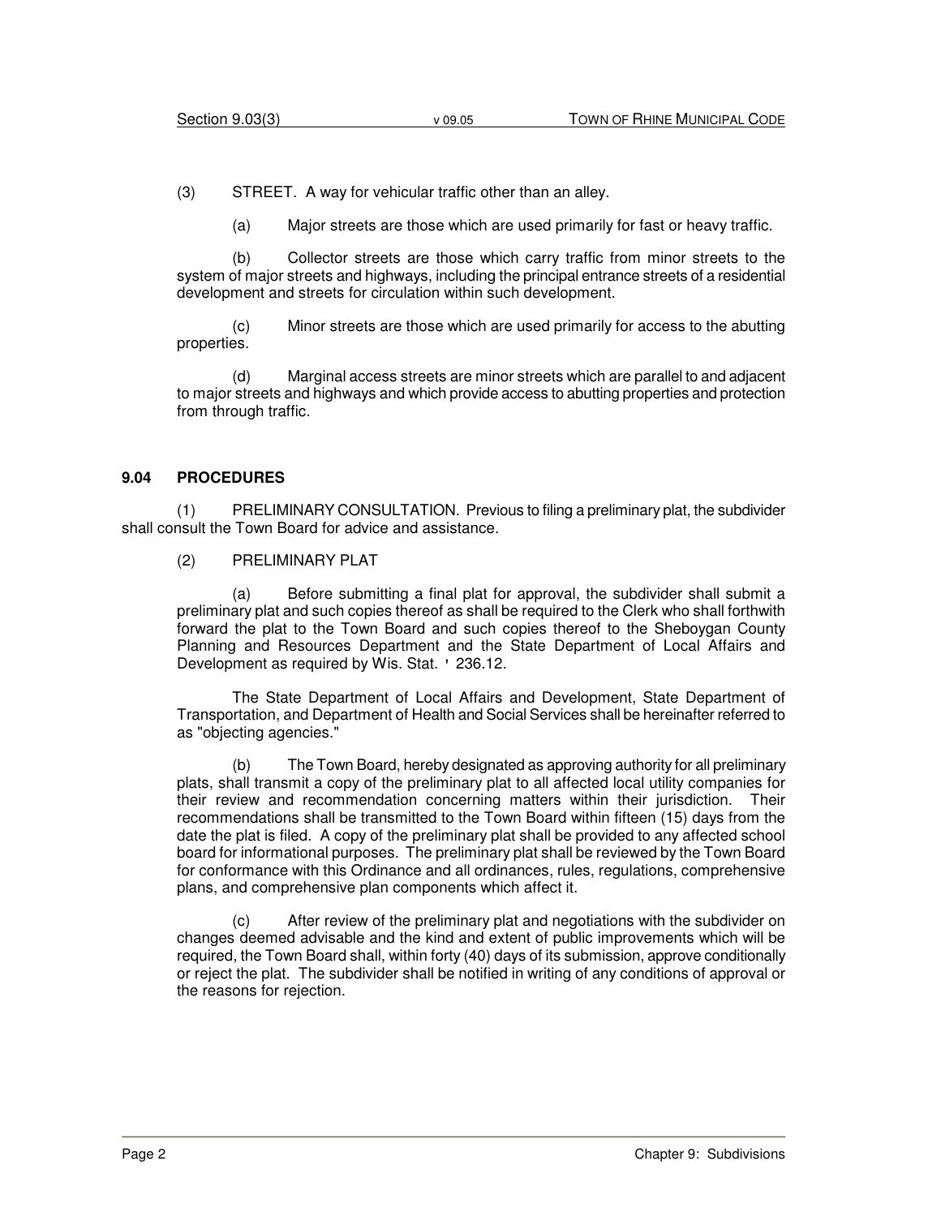(3) STREET. A way for vehicular traffic other than an alley.

(a) Major streets are those which are used primarily for fast or heavy traffic.

(b) Collector streets are those which carry traffic from minor streets to the system of major streets and highways, including the principal entrance streets of a residential development and streets for circulation within such development.

(c) Minor streets are those which are used primarily for access to the abutting properties.

(d) Marginal access streets are minor streets which are parallel to and adjacent to major streets and highways and which provide access to abutting properties and protection from through traffic.

## 9.04 PROCEDURES

(1) PRELIMINARY CONSULTATION. Previous to filing a preliminary plat, the subdivider shall consult the Town Board for advice and assistance.

(2) PRELIMINARY PLAT

(a) Before submitting a final plat for approval, the subdivider shall submit a preliminary plat and such copies thereof as shall be required to the Clerk who shall forthwith forward the plat to the Town Board and such copies thereof to the Sheboygan County Planning and Resources Department and the State Department of Local Affairs and Development as required by Wis. Stat. ' 236.12.

The State Department of Local Affairs and Development, State Department of Transportation, and Department of Health and Social Services shall be hereinafter referred to as "objecting agencies."

(b) The Town Board, hereby designated as approving authority for all preliminary plats, shall transmit a copy of the preliminary plat to all affected local utility companies for their review and recommendation concerning matters within their jurisdiction. Their recommendations shall be transmitted to the Town Board within fifteen (15) days from the date the plat is filed. A copy of the preliminary plat shall be provided to any affected school board for informational purposes. The preliminary plat shall be reviewed by the Town Board for conformance with this Ordinance and all ordinances, rules, regulations, comprehensive plans, and comprehensive plan components which affect it.

(c) After review of the preliminary plat and negotiations with the subdivider on changes deemed advisable and the kind and extent of public improvements which will be required, the Town Board shall, within forty (40) days of its submission, approve conditionally or reject the plat. The subdivider shall be notified in writing of any conditions of approval or the reasons for rejection.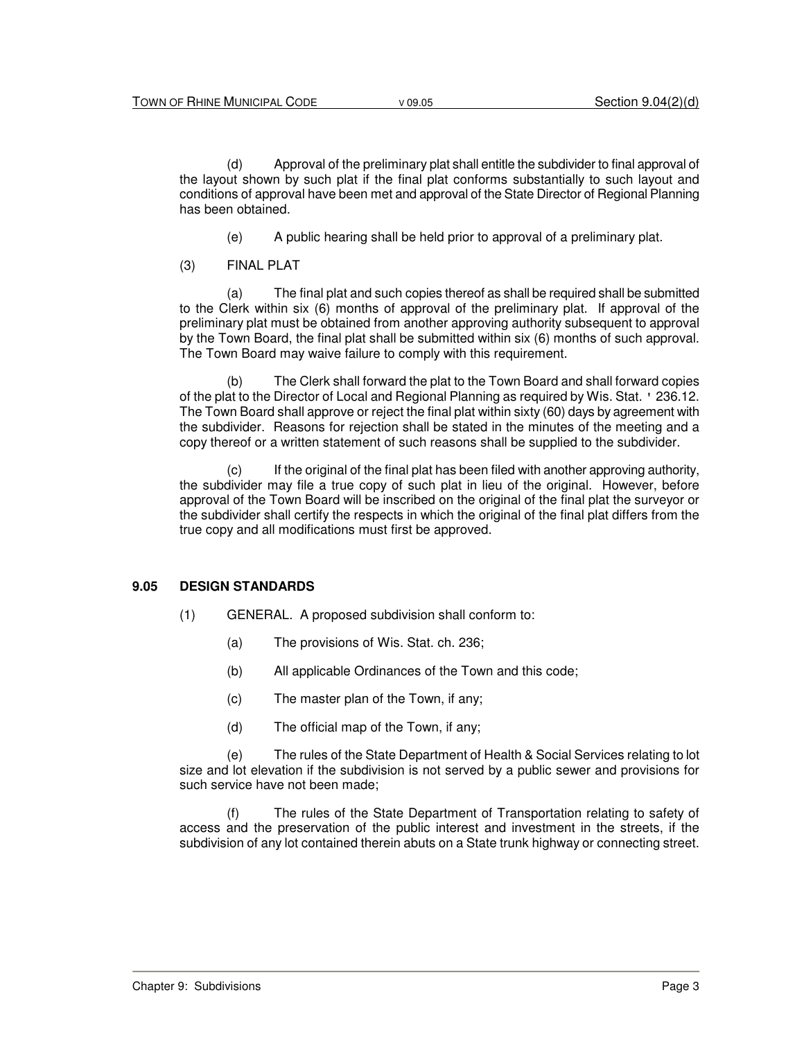(d) Approval of the preliminary plat shall entitle the subdivider to final approval of the layout shown by such plat if the final plat conforms substantially to such layout and conditions of approval have been met and approval of the State Director of Regional Planning has been obtained.

(e) A public hearing shall be held prior to approval of a preliminary plat.

(3) FINAL PLAT

(a) The final plat and such copies thereof as shall be required shall be submitted to the Clerk within six (6) months of approval of the preliminary plat. If approval of the preliminary plat must be obtained from another approving authority subsequent to approval by the Town Board, the final plat shall be submitted within six (6) months of such approval. The Town Board may waive failure to comply with this requirement.

(b) The Clerk shall forward the plat to the Town Board and shall forward copies of the plat to the Director of Local and Regional Planning as required by Wis. Stat. ' 236.12. The Town Board shall approve or reject the final plat within sixty (60) days by agreement with the subdivider. Reasons for rejection shall be stated in the minutes of the meeting and a copy thereof or a written statement of such reasons shall be supplied to the subdivider.

(c) If the original of the final plat has been filed with another approving authority, the subdivider may file a true copy of such plat in lieu of the original. However, before approval of the Town Board will be inscribed on the original of the final plat the surveyor or the subdivider shall certify the respects in which the original of the final plat differs from the true copy and all modifications must first be approved.

## 9.05 DESIGN STANDARDS

(1) GENERAL. A proposed subdivision shall conform to:

(a) The provisions of Wis. Stat. ch. 236;

(b) All applicable Ordinances of the Town and this code;

(c) The master plan of the Town, if any;

(d) The official map of the Town, if any;

(e) The rules of the State Department of Health & Social Services relating to lot size and lot elevation if the subdivision is not served by a public sewer and provisions for such service have not been made;

(f) The rules of the State Department of Transportation relating to safety of access and the preservation of the public interest and investment in the streets, if the subdivision of any lot contained therein abuts on a State trunk highway or connecting street.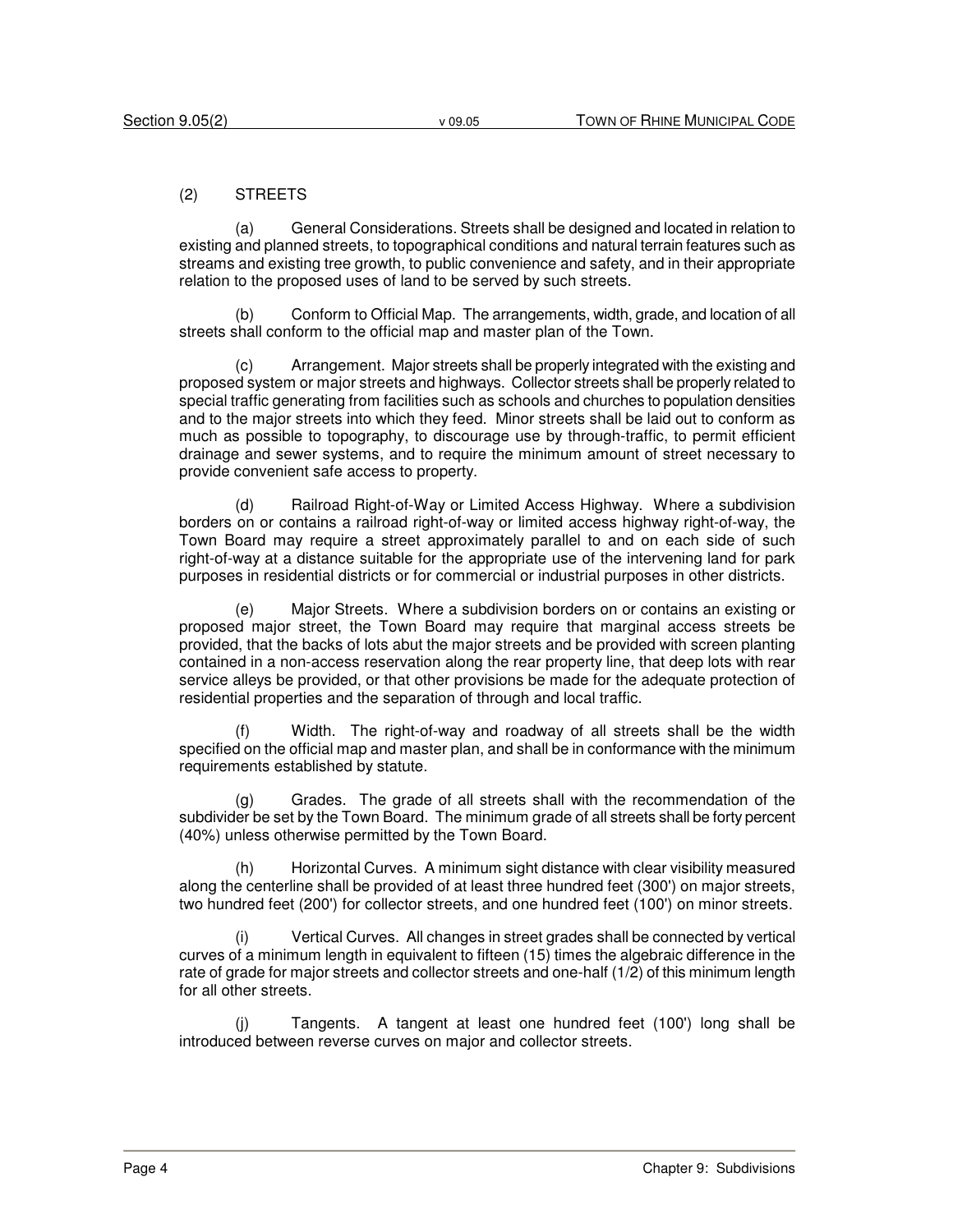## (2) STREETS

(a) General Considerations. Streets shall be designed and located in relation to existing and planned streets, to topographical conditions and natural terrain features such as streams and existing tree growth, to public convenience and safety, and in their appropriate relation to the proposed uses of land to be served by such streets.

(b) Conform to Official Map. The arrangements, width, grade, and location of all streets shall conform to the official map and master plan of the Town.

(c) Arrangement. Major streets shall be properly integrated with the existing and proposed system or major streets and highways. Collector streets shall be properly related to special traffic generating from facilities such as schools and churches to population densities and to the major streets into which they feed. Minor streets shall be laid out to conform as much as possible to topography, to discourage use by through-traffic, to permit efficient drainage and sewer systems, and to require the minimum amount of street necessary to provide convenient safe access to property.

(d) Railroad Right-of-Way or Limited Access Highway. Where a subdivision borders on or contains a railroad right-of-way or limited access highway right-of-way, the Town Board may require a street approximately parallel to and on each side of such right-of-way at a distance suitable for the appropriate use of the intervening land for park purposes in residential districts or for commercial or industrial purposes in other districts.

(e) Major Streets. Where a subdivision borders on or contains an existing or proposed major street, the Town Board may require that marginal access streets be provided, that the backs of lots abut the major streets and be provided with screen planting contained in a non-access reservation along the rear property line, that deep lots with rear service alleys be provided, or that other provisions be made for the adequate protection of residential properties and the separation of through and local traffic.

(f) Width. The right-of-way and roadway of all streets shall be the width specified on the official map and master plan, and shall be in conformance with the minimum requirements established by statute.

(g) Grades. The grade of all streets shall with the recommendation of the subdivider be set by the Town Board. The minimum grade of all streets shall be forty percent (40%) unless otherwise permitted by the Town Board.

(h) Horizontal Curves. A minimum sight distance with clear visibility measured along the centerline shall be provided of at least three hundred feet (300') on major streets, two hundred feet (200') for collector streets, and one hundred feet (100') on minor streets.

(i) Vertical Curves. All changes in street grades shall be connected by vertical curves of a minimum length in equivalent to fifteen (15) times the algebraic difference in the rate of grade for major streets and collector streets and one-half (1/2) of this minimum length for all other streets.

(j) Tangents. A tangent at least one hundred feet (100') long shall be introduced between reverse curves on major and collector streets.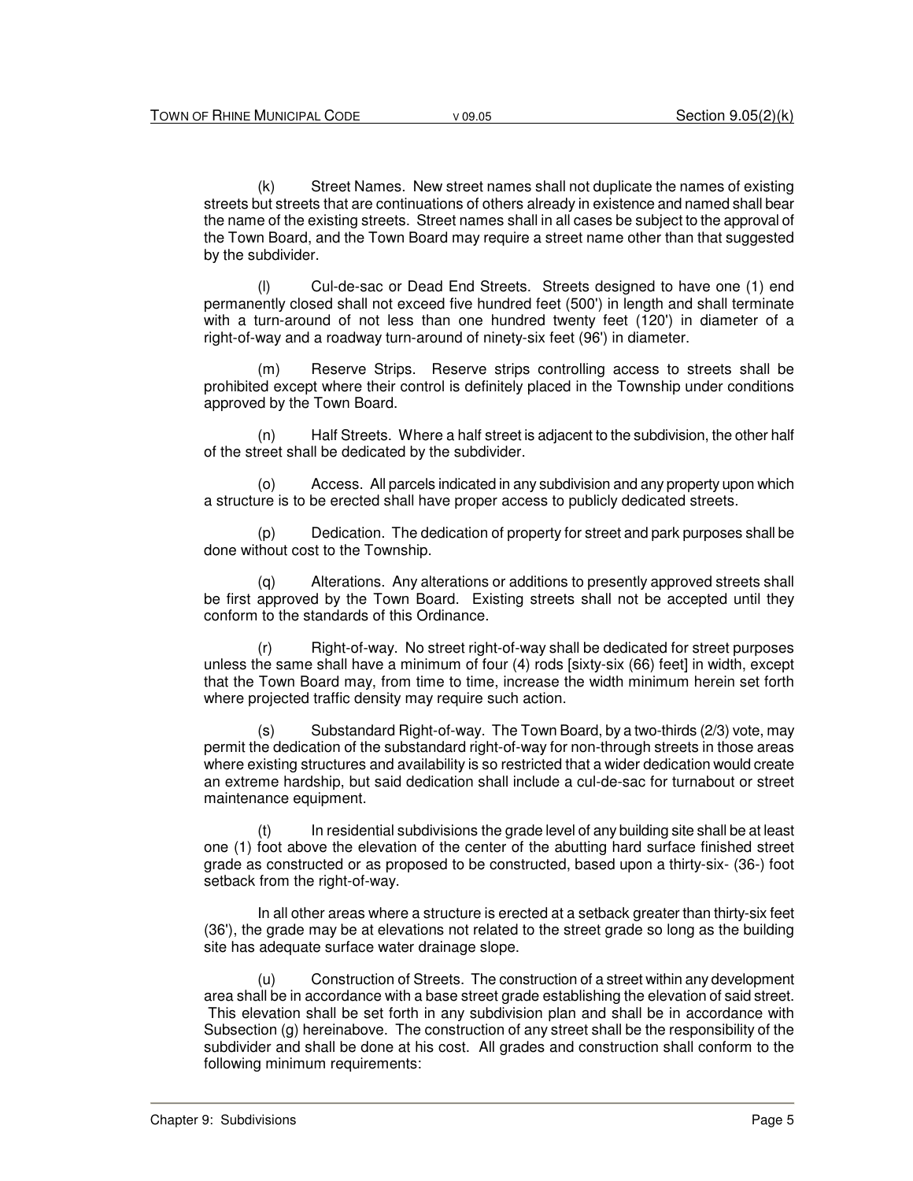(k) Street Names. New street names shall not duplicate the names of existing streets but streets that are continuations of others already in existence and named shall bear the name of the existing streets. Street names shall in all cases be subject to the approval of the Town Board, and the Town Board may require a street name other than that suggested by the subdivider.

(l) Cul-de-sac or Dead End Streets. Streets designed to have one (1) end permanently closed shall not exceed five hundred feet (500') in length and shall terminate with a turn-around of not less than one hundred twenty feet (120') in diameter of a right-of-way and a roadway turn-around of ninety-six feet (96') in diameter.

(m) Reserve Strips. Reserve strips controlling access to streets shall be prohibited except where their control is definitely placed in the Township under conditions approved by the Town Board.

(n) Half Streets. Where a half street is adjacent to the subdivision, the other half of the street shall be dedicated by the subdivider.

(o) Access. All parcels indicated in any subdivision and any property upon which a structure is to be erected shall have proper access to publicly dedicated streets.

(p) Dedication. The dedication of property for street and park purposes shall be done without cost to the Township.

(q) Alterations. Any alterations or additions to presently approved streets shall be first approved by the Town Board. Existing streets shall not be accepted until they conform to the standards of this Ordinance.

(r) Right-of-way. No street right-of-way shall be dedicated for street purposes unless the same shall have a minimum of four (4) rods [sixty-six (66) feet] in width, except that the Town Board may, from time to time, increase the width minimum herein set forth where projected traffic density may require such action.

(s) Substandard Right-of-way. The Town Board, by a two-thirds (2/3) vote, may permit the dedication of the substandard right-of-way for non-through streets in those areas where existing structures and availability is so restricted that a wider dedication would create an extreme hardship, but said dedication shall include a cul-de-sac for turnabout or street maintenance equipment.

(t) In residential subdivisions the grade level of any building site shall be at least one (1) foot above the elevation of the center of the abutting hard surface finished street grade as constructed or as proposed to be constructed, based upon a thirty-six- (36-) foot setback from the right-of-way.

In all other areas where a structure is erected at a setback greater than thirty-six feet (36'), the grade may be at elevations not related to the street grade so long as the building site has adequate surface water drainage slope.

(u) Construction of Streets. The construction of a street within any development area shall be in accordance with a base street grade establishing the elevation of said street. This elevation shall be set forth in any subdivision plan and shall be in accordance with Subsection (g) hereinabove. The construction of any street shall be the responsibility of the subdivider and shall be done at his cost. All grades and construction shall conform to the following minimum requirements: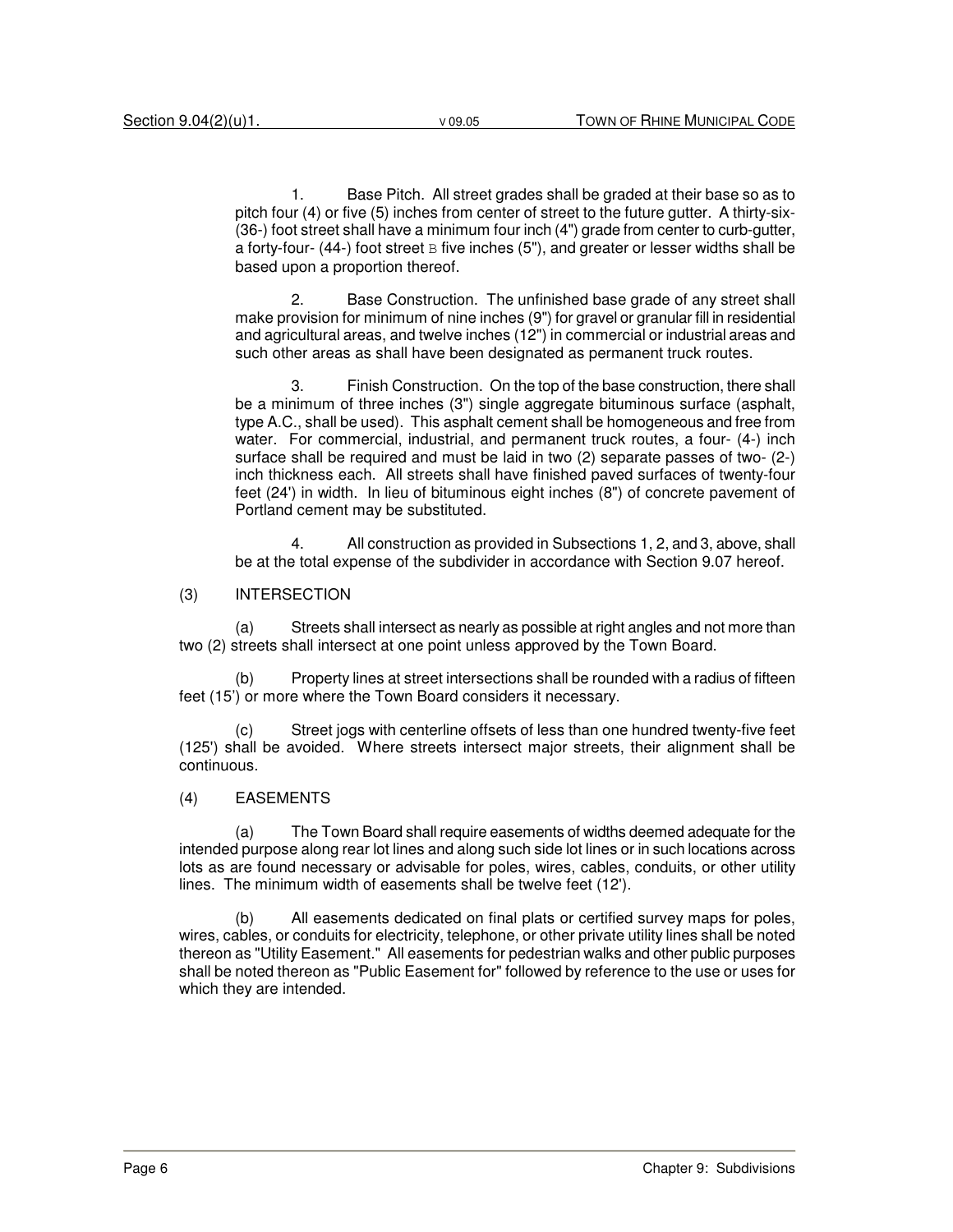1. Base Pitch. All street grades shall be graded at their base so as to pitch four (4) or five (5) inches from center of street to the future gutter. A thirty-six- (36-) foot street shall have a minimum four inch (4") grade from center to curb-gutter, a forty-four- (44-) foot street B five inches (5"), and greater or lesser widths shall be based upon a proportion thereof.

2. Base Construction. The unfinished base grade of any street shall make provision for minimum of nine inches (9") for gravel or granular fill in residential and agricultural areas, and twelve inches (12") in commercial or industrial areas and such other areas as shall have been designated as permanent truck routes.

3. Finish Construction. On the top of the base construction, there shall be a minimum of three inches (3") single aggregate bituminous surface (asphalt, type A.C., shall be used). This asphalt cement shall be homogeneous and free from water. For commercial, industrial, and permanent truck routes, a four- (4-) inch surface shall be required and must be laid in two (2) separate passes of two- (2-) inch thickness each. All streets shall have finished paved surfaces of twenty-four feet (24') in width. In lieu of bituminous eight inches (8") of concrete pavement of Portland cement may be substituted.

4. All construction as provided in Subsections 1, 2, and 3, above, shall be at the total expense of the subdivider in accordance with Section 9.07 hereof.

(3) INTERSECTION

(a) Streets shall intersect as nearly as possible at right angles and not more than two (2) streets shall intersect at one point unless approved by the Town Board.

(b) Property lines at street intersections shall be rounded with a radius of fifteen feet (15') or more where the Town Board considers it necessary.

(c) Street jogs with centerline offsets of less than one hundred twenty-five feet (125') shall be avoided. Where streets intersect major streets, their alignment shall be continuous.

(4) EASEMENTS

(a) The Town Board shall require easements of widths deemed adequate for the intended purpose along rear lot lines and along such side lot lines or in such locations across lots as are found necessary or advisable for poles, wires, cables, conduits, or other utility lines. The minimum width of easements shall be twelve feet (12').

(b) All easements dedicated on final plats or certified survey maps for poles, wires, cables, or conduits for electricity, telephone, or other private utility lines shall be noted thereon as "Utility Easement." All easements for pedestrian walks and other public purposes shall be noted thereon as "Public Easement for" followed by reference to the use or uses for which they are intended.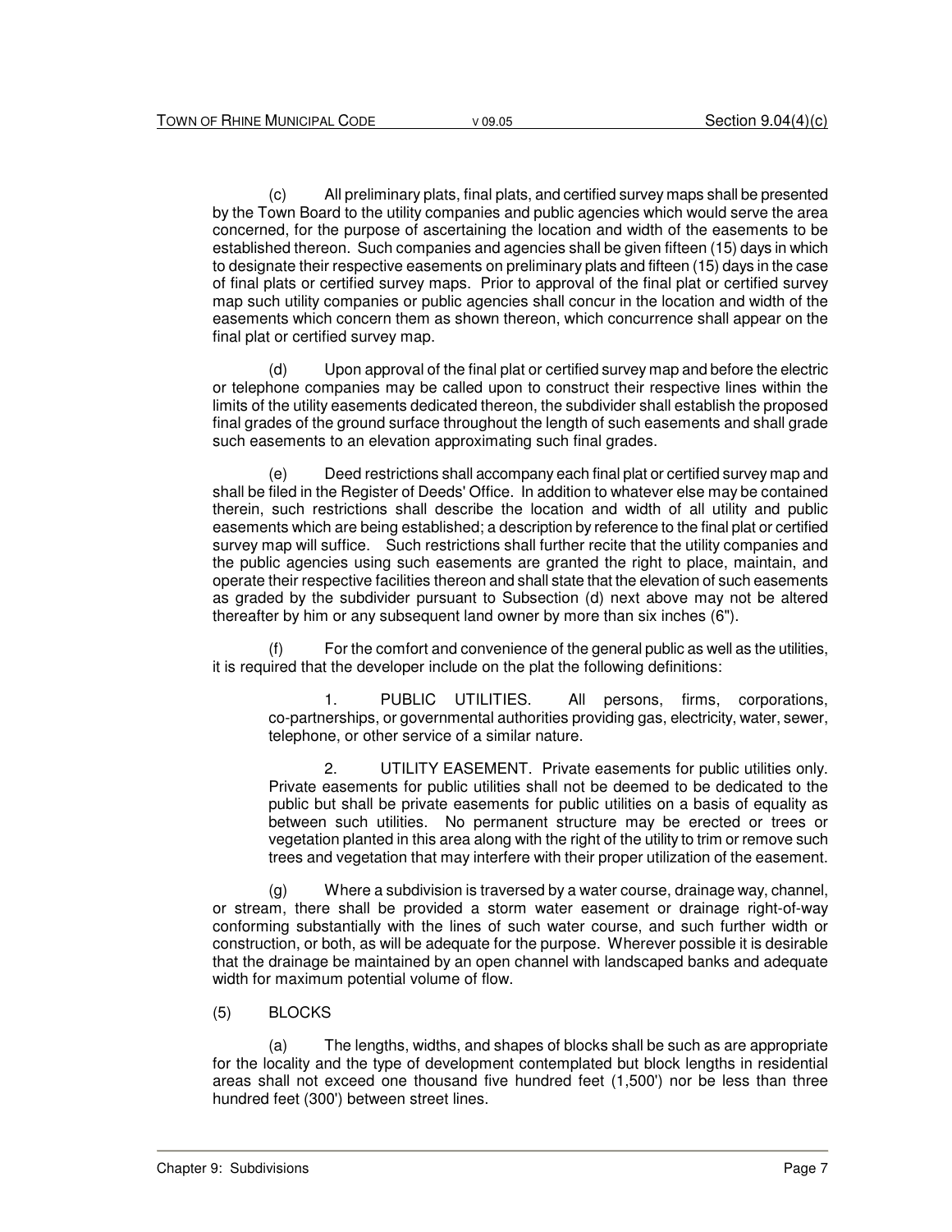(c) All preliminary plats, final plats, and certified survey maps shall be presented by the Town Board to the utility companies and public agencies which would serve the area concerned, for the purpose of ascertaining the location and width of the easements to be established thereon. Such companies and agencies shall be given fifteen (15) days in which to designate their respective easements on preliminary plats and fifteen (15) days in the case of final plats or certified survey maps. Prior to approval of the final plat or certified survey map such utility companies or public agencies shall concur in the location and width of the easements which concern them as shown thereon, which concurrence shall appear on the final plat or certified survey map.

(d) Upon approval of the final plat or certified survey map and before the electric or telephone companies may be called upon to construct their respective lines within the limits of the utility easements dedicated thereon, the subdivider shall establish the proposed final grades of the ground surface throughout the length of such easements and shall grade such easements to an elevation approximating such final grades.

(e) Deed restrictions shall accompany each final plat or certified survey map and shall be filed in the Register of Deeds' Office. In addition to whatever else may be contained therein, such restrictions shall describe the location and width of all utility and public easements which are being established; a description by reference to the final plat or certified survey map will suffice. Such restrictions shall further recite that the utility companies and the public agencies using such easements are granted the right to place, maintain, and operate their respective facilities thereon and shall state that the elevation of such easements as graded by the subdivider pursuant to Subsection (d) next above may not be altered thereafter by him or any subsequent land owner by more than six inches (6").

(f) For the comfort and convenience of the general public as well as the utilities, it is required that the developer include on the plat the following definitions:

1. PUBLIC UTILITIES. All persons, firms, corporations, co-partnerships, or governmental authorities providing gas, electricity, water, sewer, telephone, or other service of a similar nature.

2. UTILITY EASEMENT. Private easements for public utilities only. Private easements for public utilities shall not be deemed to be dedicated to the public but shall be private easements for public utilities on a basis of equality as between such utilities. No permanent structure may be erected or trees or vegetation planted in this area along with the right of the utility to trim or remove such trees and vegetation that may interfere with their proper utilization of the easement.

(g) Where a subdivision is traversed by a water course, drainage way, channel, or stream, there shall be provided a storm water easement or drainage right-of-way conforming substantially with the lines of such water course, and such further width or construction, or both, as will be adequate for the purpose. Wherever possible it is desirable that the drainage be maintained by an open channel with landscaped banks and adequate width for maximum potential volume of flow.

(5) BLOCKS

(a) The lengths, widths, and shapes of blocks shall be such as are appropriate for the locality and the type of development contemplated but block lengths in residential areas shall not exceed one thousand five hundred feet (1,500') nor be less than three hundred feet (300') between street lines.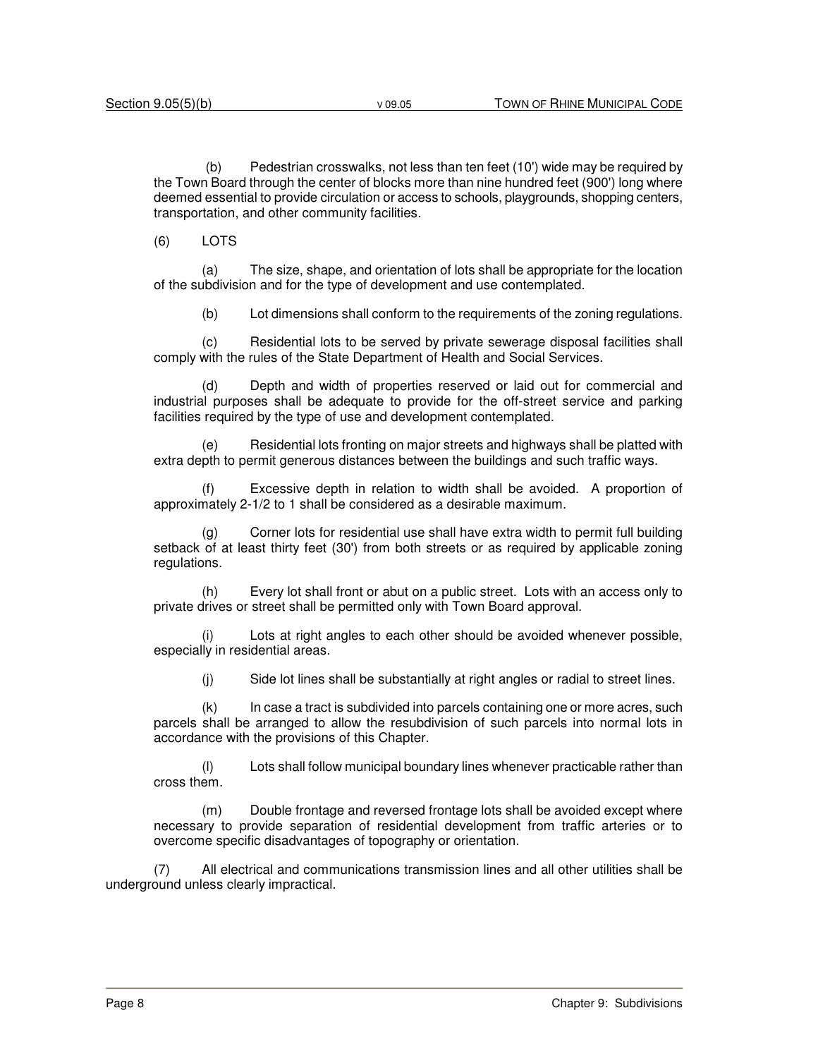(b) Pedestrian crosswalks, not less than ten feet (10') wide may be required by the Town Board through the center of blocks more than nine hundred feet (900') long where deemed essential to provide circulation or access to schools, playgrounds, shopping centers, transportation, and other community facilities.

(6) LOTS

(a) The size, shape, and orientation of lots shall be appropriate for the location of the subdivision and for the type of development and use contemplated.

(b) Lot dimensions shall conform to the requirements of the zoning regulations.

(c) Residential lots to be served by private sewerage disposal facilities shall comply with the rules of the State Department of Health and Social Services.

(d) Depth and width of properties reserved or laid out for commercial and industrial purposes shall be adequate to provide for the off-street service and parking facilities required by the type of use and development contemplated.

(e) Residential lots fronting on major streets and highways shall be platted with extra depth to permit generous distances between the buildings and such traffic ways.

(f) Excessive depth in relation to width shall be avoided. A proportion of approximately 2-1/2 to 1 shall be considered as a desirable maximum.

(g) Corner lots for residential use shall have extra width to permit full building setback of at least thirty feet (30') from both streets or as required by applicable zoning regulations.

(h) Every lot shall front or abut on a public street. Lots with an access only to private drives or street shall be permitted only with Town Board approval.

(i) Lots at right angles to each other should be avoided whenever possible, especially in residential areas.

(j) Side lot lines shall be substantially at right angles or radial to street lines.

(k) In case a tract is subdivided into parcels containing one or more acres, such parcels shall be arranged to allow the resubdivision of such parcels into normal lots in accordance with the provisions of this Chapter.

(l) Lots shall follow municipal boundary lines whenever practicable rather than cross them.

(m) Double frontage and reversed frontage lots shall be avoided except where necessary to provide separation of residential development from traffic arteries or to overcome specific disadvantages of topography or orientation.

(7) All electrical and communications transmission lines and all other utilities shall be underground unless clearly impractical.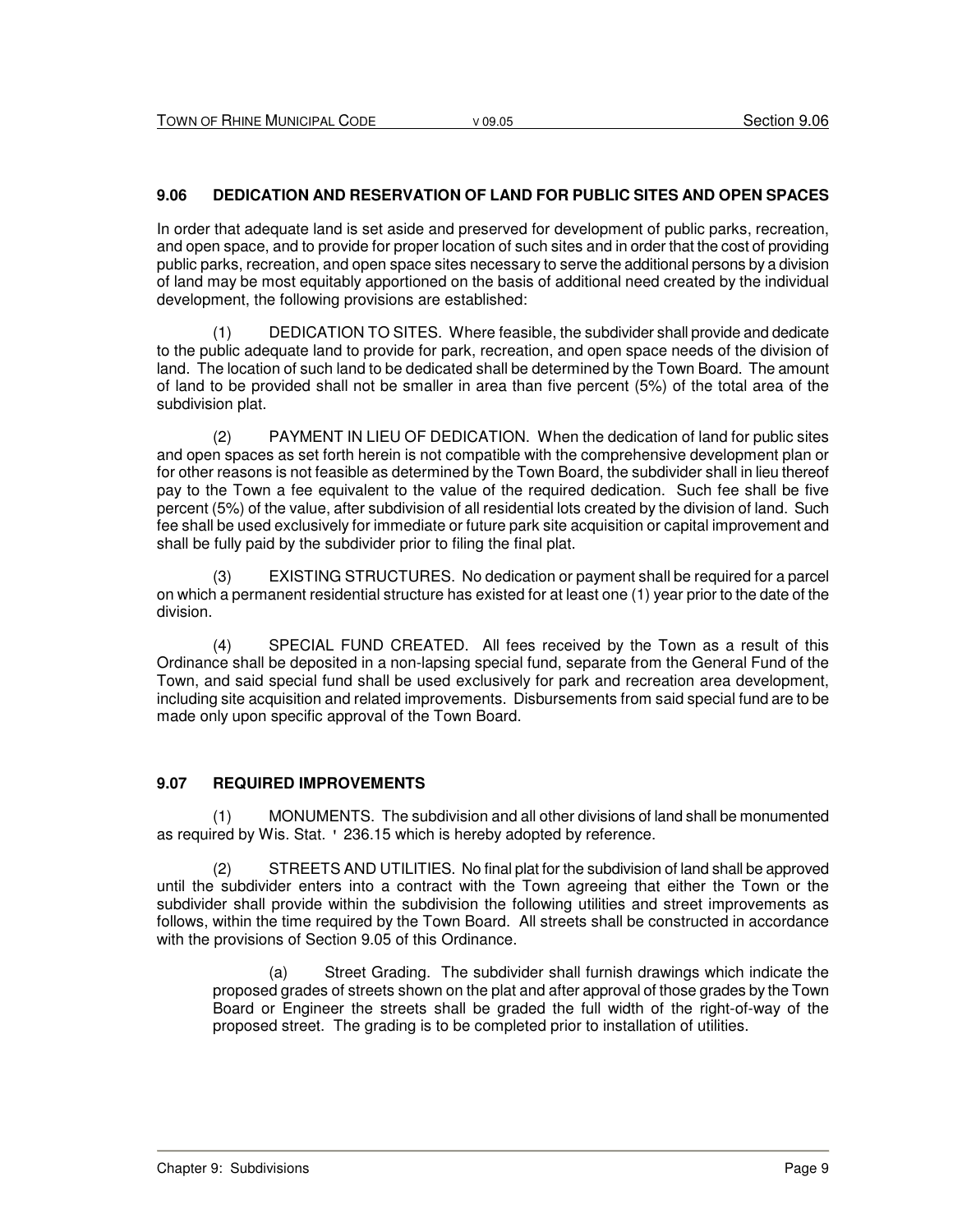## 9.06 DEDICATION AND RESERVATION OF LAND FOR PUBLIC SITES AND OPEN SPACES

In order that adequate land is set aside and preserved for development of public parks, recreation, and open space, and to provide for proper location of such sites and in order that the cost of providing public parks, recreation, and open space sites necessary to serve the additional persons by a division of land may be most equitably apportioned on the basis of additional need created by the individual development, the following provisions are established:

(1) DEDICATION TO SITES. Where feasible, the subdivider shall provide and dedicate to the public adequate land to provide for park, recreation, and open space needs of the division of land. The location of such land to be dedicated shall be determined by the Town Board. The amount of land to be provided shall not be smaller in area than five percent (5%) of the total area of the subdivision plat.

(2) PAYMENT IN LIEU OF DEDICATION. When the dedication of land for public sites and open spaces as set forth herein is not compatible with the comprehensive development plan or for other reasons is not feasible as determined by the Town Board, the subdivider shall in lieu thereof pay to the Town a fee equivalent to the value of the required dedication. Such fee shall be five percent (5%) of the value, after subdivision of all residential lots created by the division of land. Such fee shall be used exclusively for immediate or future park site acquisition or capital improvement and shall be fully paid by the subdivider prior to filing the final plat.

(3) EXISTING STRUCTURES. No dedication or payment shall be required for a parcel on which a permanent residential structure has existed for at least one (1) year prior to the date of the division.

(4) SPECIAL FUND CREATED. All fees received by the Town as a result of this Ordinance shall be deposited in a non-lapsing special fund, separate from the General Fund of the Town, and said special fund shall be used exclusively for park and recreation area development, including site acquisition and related improvements. Disbursements from said special fund are to be made only upon specific approval of the Town Board.

## 9.07 REQUIRED IMPROVEMENTS

(1) MONUMENTS. The subdivision and all other divisions of land shall be monumented as required by Wis. Stat. ' 236.15 which is hereby adopted by reference.

(2) STREETS AND UTILITIES. No final plat for the subdivision of land shall be approved until the subdivider enters into a contract with the Town agreeing that either the Town or the subdivider shall provide within the subdivision the following utilities and street improvements as follows, within the time required by the Town Board. All streets shall be constructed in accordance with the provisions of Section 9.05 of this Ordinance.

(a) Street Grading. The subdivider shall furnish drawings which indicate the proposed grades of streets shown on the plat and after approval of those grades by the Town Board or Engineer the streets shall be graded the full width of the right-of-way of the proposed street. The grading is to be completed prior to installation of utilities.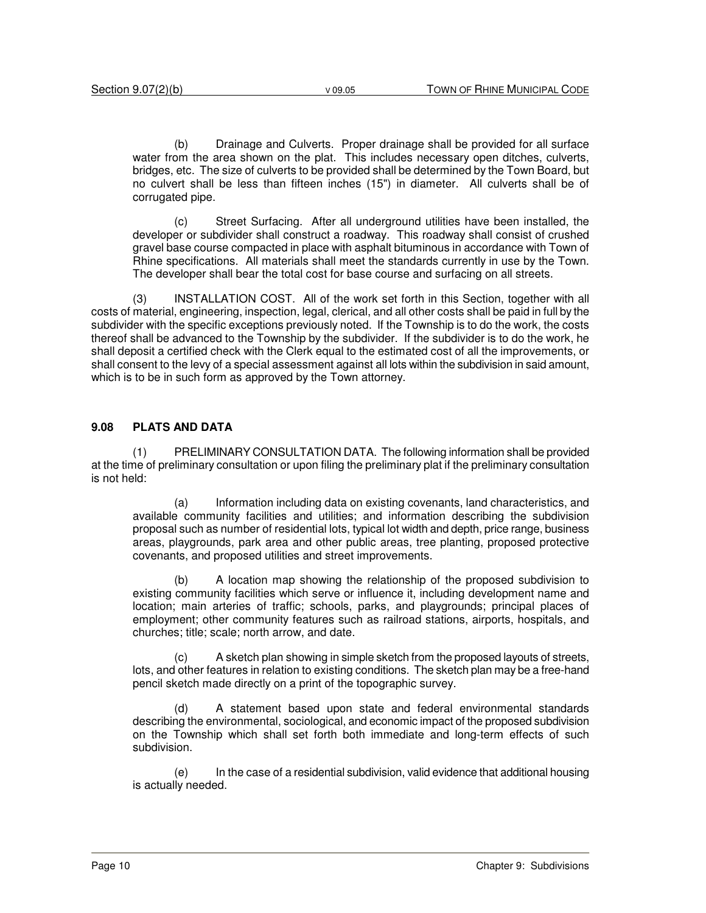(b) Drainage and Culverts. Proper drainage shall be provided for all surface water from the area shown on the plat. This includes necessary open ditches, culverts, bridges, etc. The size of culverts to be provided shall be determined by the Town Board, but no culvert shall be less than fifteen inches (15") in diameter. All culverts shall be of corrugated pipe.

(c) Street Surfacing. After all underground utilities have been installed, the developer or subdivider shall construct a roadway. This roadway shall consist of crushed gravel base course compacted in place with asphalt bituminous in accordance with Town of Rhine specifications. All materials shall meet the standards currently in use by the Town. The developer shall bear the total cost for base course and surfacing on all streets.

(3) INSTALLATION COST. All of the work set forth in this Section, together with all costs of material, engineering, inspection, legal, clerical, and all other costs shall be paid in full by the subdivider with the specific exceptions previously noted. If the Township is to do the work, the costs thereof shall be advanced to the Township by the subdivider. If the subdivider is to do the work, he shall deposit a certified check with the Clerk equal to the estimated cost of all the improvements, or shall consent to the levy of a special assessment against all lots within the subdivision in said amount, which is to be in such form as approved by the Town attorney.

## 9.08 PLATS AND DATA

(1) PRELIMINARY CONSULTATION DATA. The following information shall be provided at the time of preliminary consultation or upon filing the preliminary plat if the preliminary consultation is not held:

(a) Information including data on existing covenants, land characteristics, and available community facilities and utilities; and information describing the subdivision proposal such as number of residential lots, typical lot width and depth, price range, business areas, playgrounds, park area and other public areas, tree planting, proposed protective covenants, and proposed utilities and street improvements.

(b) A location map showing the relationship of the proposed subdivision to existing community facilities which serve or influence it, including development name and location; main arteries of traffic; schools, parks, and playgrounds; principal places of employment; other community features such as railroad stations, airports, hospitals, and churches; title; scale; north arrow, and date.

(c) A sketch plan showing in simple sketch from the proposed layouts of streets, lots, and other features in relation to existing conditions. The sketch plan may be a free-hand pencil sketch made directly on a print of the topographic survey.

(d) A statement based upon state and federal environmental standards describing the environmental, sociological, and economic impact of the proposed subdivision on the Township which shall set forth both immediate and long-term effects of such subdivision.

(e) In the case of a residential subdivision, valid evidence that additional housing is actually needed.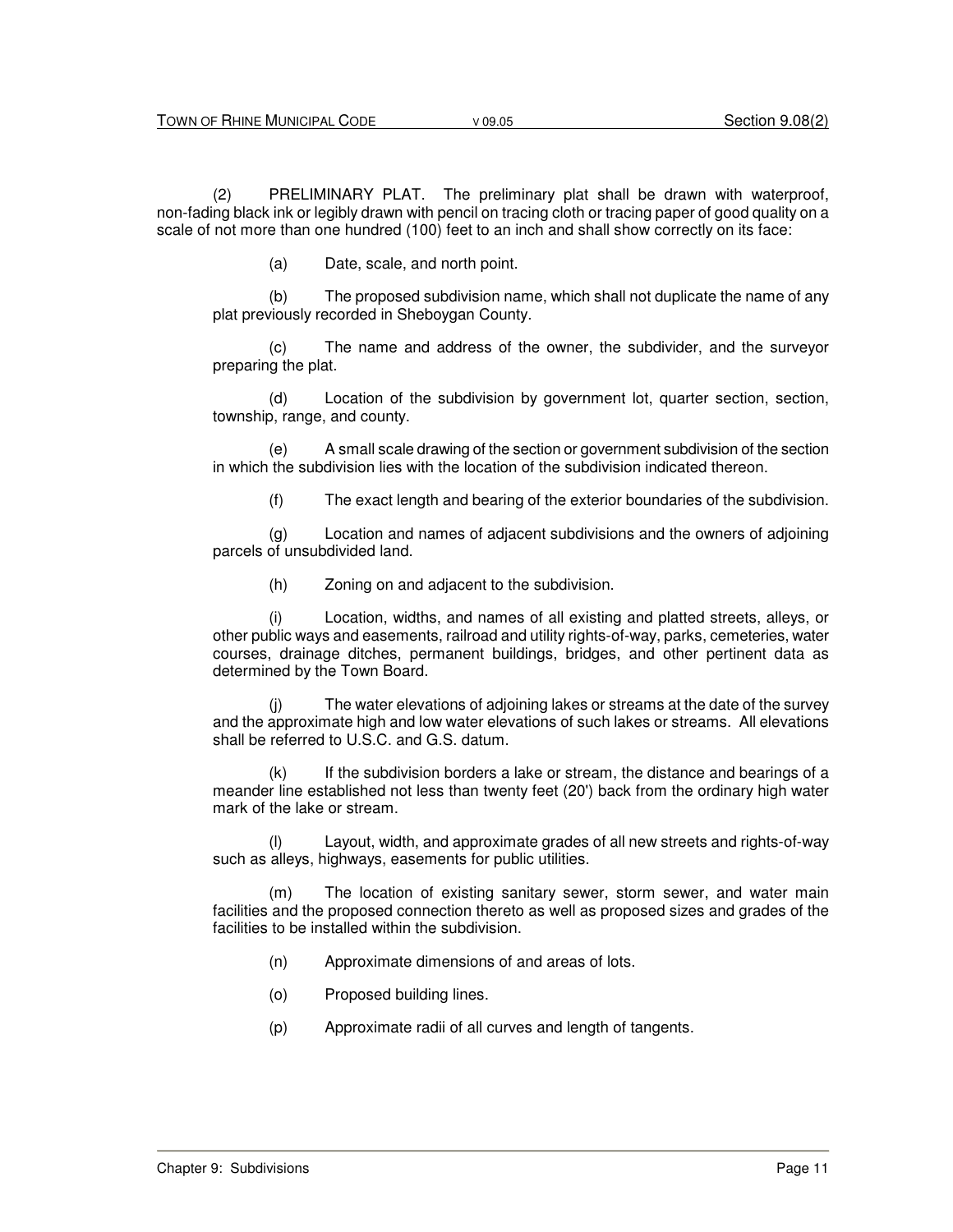(2) PRELIMINARY PLAT. The preliminary plat shall be drawn with waterproof, non-fading black ink or legibly drawn with pencil on tracing cloth or tracing paper of good quality on a scale of not more than one hundred (100) feet to an inch and shall show correctly on its face:

(a) Date, scale, and north point.

(b) The proposed subdivision name, which shall not duplicate the name of any plat previously recorded in Sheboygan County.

(c) The name and address of the owner, the subdivider, and the surveyor preparing the plat.

(d) Location of the subdivision by government lot, quarter section, section, township, range, and county.

(e) A small scale drawing of the section or government subdivision of the section in which the subdivision lies with the location of the subdivision indicated thereon.

(f) The exact length and bearing of the exterior boundaries of the subdivision.

(g) Location and names of adjacent subdivisions and the owners of adjoining parcels of unsubdivided land.

(h) Zoning on and adjacent to the subdivision.

(i) Location, widths, and names of all existing and platted streets, alleys, or other public ways and easements, railroad and utility rights-of-way, parks, cemeteries, water courses, drainage ditches, permanent buildings, bridges, and other pertinent data as determined by the Town Board.

(j) The water elevations of adjoining lakes or streams at the date of the survey and the approximate high and low water elevations of such lakes or streams. All elevations shall be referred to U.S.C. and G.S. datum.

(k) If the subdivision borders a lake or stream, the distance and bearings of a meander line established not less than twenty feet (20') back from the ordinary high water mark of the lake or stream.

(l) Layout, width, and approximate grades of all new streets and rights-of-way such as alleys, highways, easements for public utilities.

(m) The location of existing sanitary sewer, storm sewer, and water main facilities and the proposed connection thereto as well as proposed sizes and grades of the facilities to be installed within the subdivision.

(n) Approximate dimensions of and areas of lots.

(o) Proposed building lines.

(p) Approximate radii of all curves and length of tangents.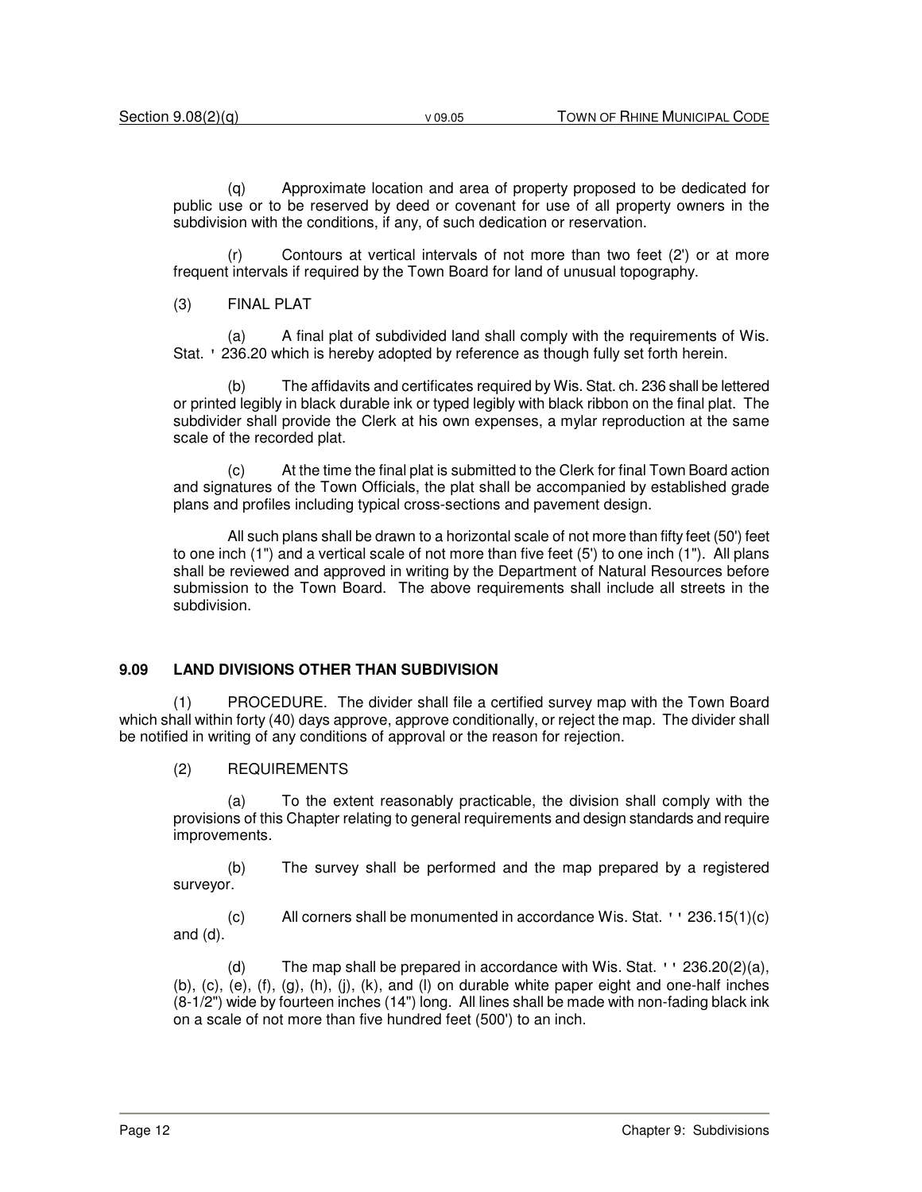(q) Approximate location and area of property proposed to be dedicated for public use or to be reserved by deed or covenant for use of all property owners in the subdivision with the conditions, if any, of such dedication or reservation.

(r) Contours at vertical intervals of not more than two feet (2') or at more frequent intervals if required by the Town Board for land of unusual topography.

(3) FINAL PLAT

(a) A final plat of subdivided land shall comply with the requirements of Wis. Stat. ' 236.20 which is hereby adopted by reference as though fully set forth herein.

(b) The affidavits and certificates required by Wis. Stat. ch. 236 shall be lettered or printed legibly in black durable ink or typed legibly with black ribbon on the final plat. The subdivider shall provide the Clerk at his own expenses, a mylar reproduction at the same scale of the recorded plat.

(c) At the time the final plat is submitted to the Clerk for final Town Board action and signatures of the Town Officials, the plat shall be accompanied by established grade plans and profiles including typical cross-sections and pavement design.

All such plans shall be drawn to a horizontal scale of not more than fifty feet (50') feet to one inch (1") and a vertical scale of not more than five feet (5') to one inch (1"). All plans shall be reviewed and approved in writing by the Department of Natural Resources before submission to the Town Board. The above requirements shall include all streets in the subdivision.

## 9.09 LAND DIVISIONS OTHER THAN SUBDIVISION

(1) PROCEDURE. The divider shall file a certified survey map with the Town Board which shall within forty (40) days approve, approve conditionally, or reject the map. The divider shall be notified in writing of any conditions of approval or the reason for rejection.

(2) REQUIREMENTS

(a) To the extent reasonably practicable, the division shall comply with the provisions of this Chapter relating to general requirements and design standards and require improvements.

(b) The survey shall be performed and the map prepared by a registered surveyor.

(c) All corners shall be monumented in accordance Wis. Stat. '' 236.15(1)(c) and (d).

(d) The map shall be prepared in accordance with Wis. Stat. '' 236.20(2)(a), (b), (c), (e), (f), (g), (h), (j), (k), and (l) on durable white paper eight and one-half inches (8-1/2") wide by fourteen inches (14") long. All lines shall be made with non-fading black ink on a scale of not more than five hundred feet (500') to an inch.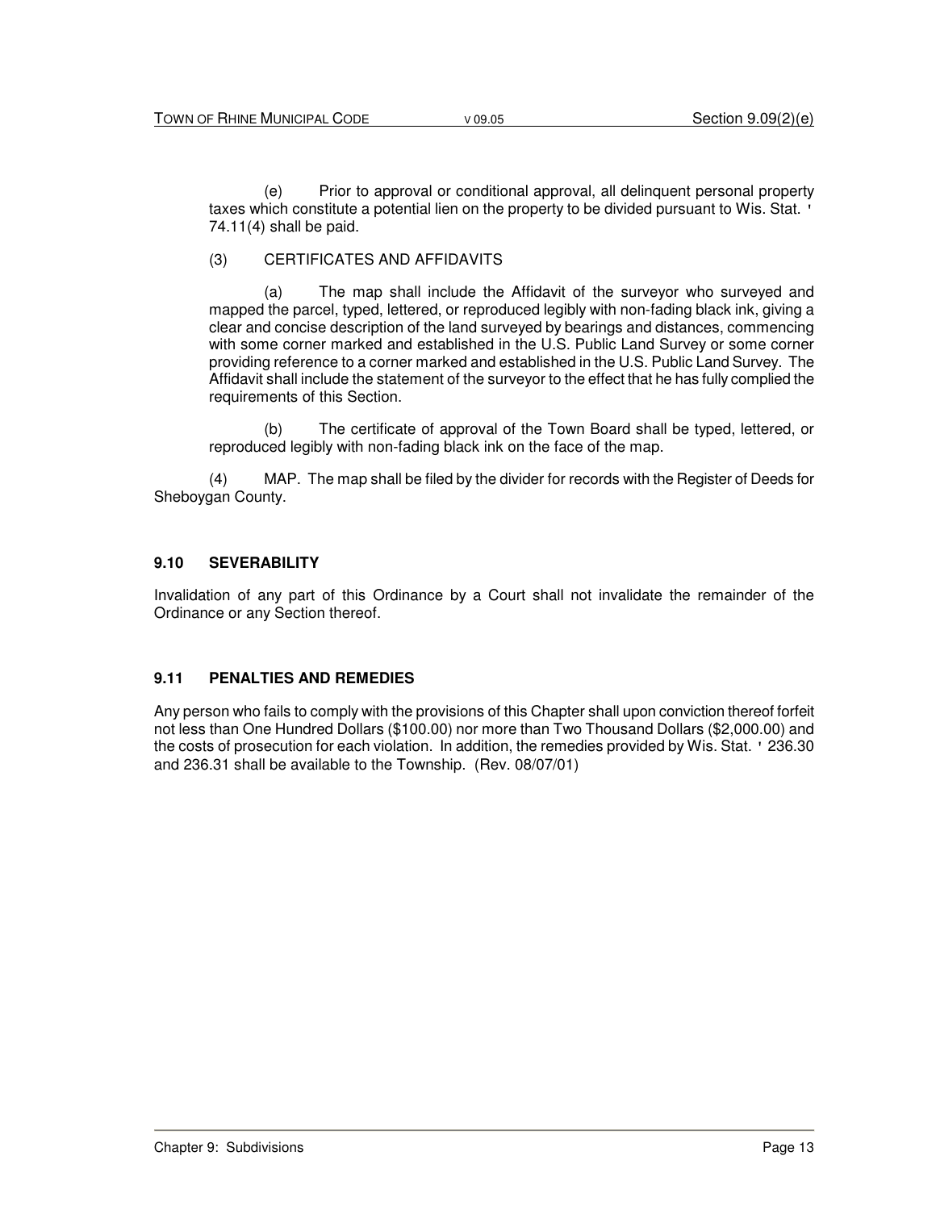(e) Prior to approval or conditional approval, all delinquent personal property taxes which constitute a potential lien on the property to be divided pursuant to Wis. Stat. ' 74.11(4) shall be paid.

(3) CERTIFICATES AND AFFIDAVITS

(a) The map shall include the Affidavit of the surveyor who surveyed and mapped the parcel, typed, lettered, or reproduced legibly with non-fading black ink, giving a clear and concise description of the land surveyed by bearings and distances, commencing with some corner marked and established in the U.S. Public Land Survey or some corner providing reference to a corner marked and established in the U.S. Public Land Survey. The Affidavit shall include the statement of the surveyor to the effect that he has fully complied the requirements of this Section.

(b) The certificate of approval of the Town Board shall be typed, lettered, or reproduced legibly with non-fading black ink on the face of the map.

(4) MAP. The map shall be filed by the divider for records with the Register of Deeds for Sheboygan County.

## 9.10 SEVERABILITY

Invalidation of any part of this Ordinance by a Court shall not invalidate the remainder of the Ordinance or any Section thereof.

## 9.11 PENALTIES AND REMEDIES

Any person who fails to comply with the provisions of this Chapter shall upon conviction thereof forfeit not less than One Hundred Dollars ($100.00) nor more than Two Thousand Dollars ($2,000.00) and the costs of prosecution for each violation. In addition, the remedies provided by Wis. Stat. ' 236.30 and 236.31 shall be available to the Township. (Rev. 08/07/01)